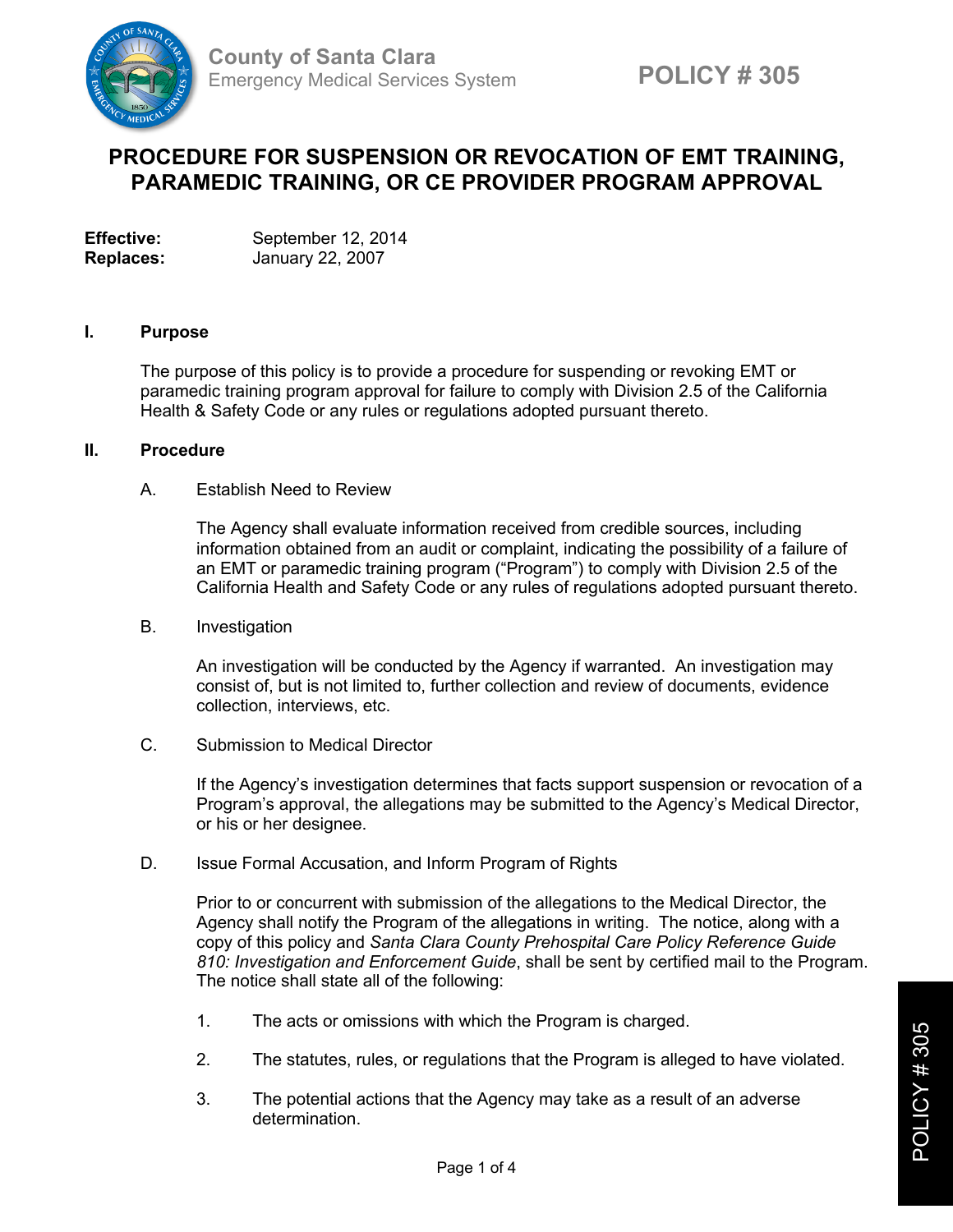County of Santa Clara
Emergency Medical Services System

# POLICY # 305

## PROCEDURE FOR SUSPENSION OR REVOCATION OF EMT TRAINING, PARAMEDIC TRAINING, OR CE PROVIDER PROGRAM APPROVAL

**Effective:** September 12, 2014
**Replaces:** January 22, 2007

### I. Purpose

The purpose of this policy is to provide a procedure for suspending or revoking EMT or paramedic training program approval for failure to comply with Division 2.5 of the California Health & Safety Code or any rules or regulations adopted pursuant thereto.

### II. Procedure

A. Establish Need to Review

The Agency shall evaluate information received from credible sources, including information obtained from an audit or complaint, indicating the possibility of a failure of an EMT or paramedic training program (“Program”) to comply with Division 2.5 of the California Health and Safety Code or any rules of regulations adopted pursuant thereto.

B. Investigation

An investigation will be conducted by the Agency if warranted. An investigation may consist of, but is not limited to, further collection and review of documents, evidence collection, interviews, etc.

C. Submission to Medical Director

If the Agency’s investigation determines that facts support suspension or revocation of a Program’s approval, the allegations may be submitted to the Agency’s Medical Director, or his or her designee.

D. Issue Formal Accusation, and Inform Program of Rights

Prior to or concurrent with submission of the allegations to the Medical Director, the Agency shall notify the Program of the allegations in writing. The notice, along with a copy of this policy and *Santa Clara County Prehospital Care Policy Reference Guide 810: Investigation and Enforcement Guide*, shall be sent by certified mail to the Program. The notice shall state all of the following:

1. The acts or omissions with which the Program is charged.
2. The statutes, rules, or regulations that the Program is alleged to have violated.
3. The potential actions that the Agency may take as a result of an adverse determination.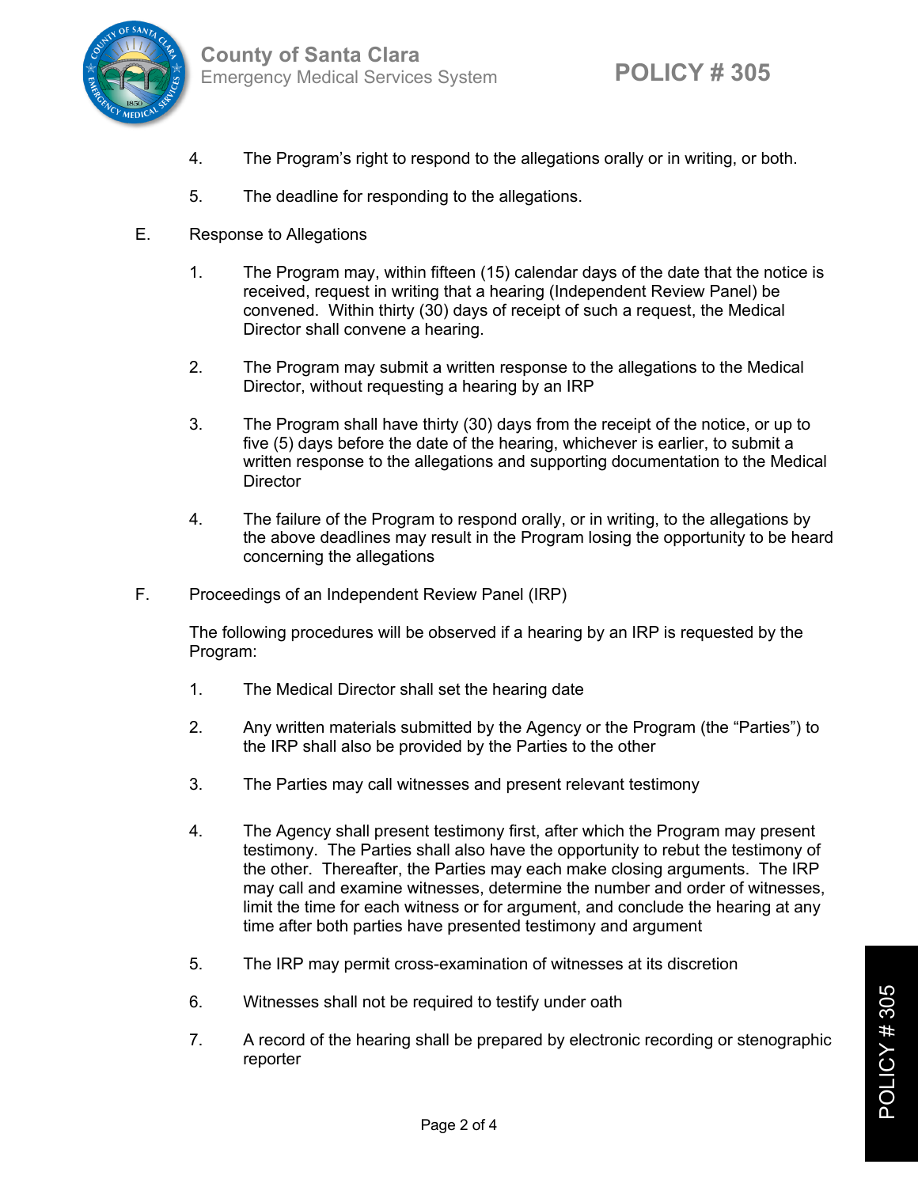4. The Program's right to respond to the allegations orally or in writing, or both.

5. The deadline for responding to the allegations.

E. Response to Allegations

1. The Program may, within fifteen (15) calendar days of the date that the notice is received, request in writing that a hearing (Independent Review Panel) be convened. Within thirty (30) days of receipt of such a request, the Medical Director shall convene a hearing.

2. The Program may submit a written response to the allegations to the Medical Director, without requesting a hearing by an IRP

3. The Program shall have thirty (30) days from the receipt of the notice, or up to five (5) days before the date of the hearing, whichever is earlier, to submit a written response to the allegations and supporting documentation to the Medical Director

4. The failure of the Program to respond orally, or in writing, to the allegations by the above deadlines may result in the Program losing the opportunity to be heard concerning the allegations

F. Proceedings of an Independent Review Panel (IRP)

The following procedures will be observed if a hearing by an IRP is requested by the Program:

1. The Medical Director shall set the hearing date

2. Any written materials submitted by the Agency or the Program (the "Parties") to the IRP shall also be provided by the Parties to the other

3. The Parties may call witnesses and present relevant testimony

4. The Agency shall present testimony first, after which the Program may present testimony. The Parties shall also have the opportunity to rebut the testimony of the other. Thereafter, the Parties may each make closing arguments. The IRP may call and examine witnesses, determine the number and order of witnesses, limit the time for each witness or for argument, and conclude the hearing at any time after both parties have presented testimony and argument

5. The IRP may permit cross-examination of witnesses at its discretion

6. Witnesses shall not be required to testify under oath

7. A record of the hearing shall be prepared by electronic recording or stenographic reporter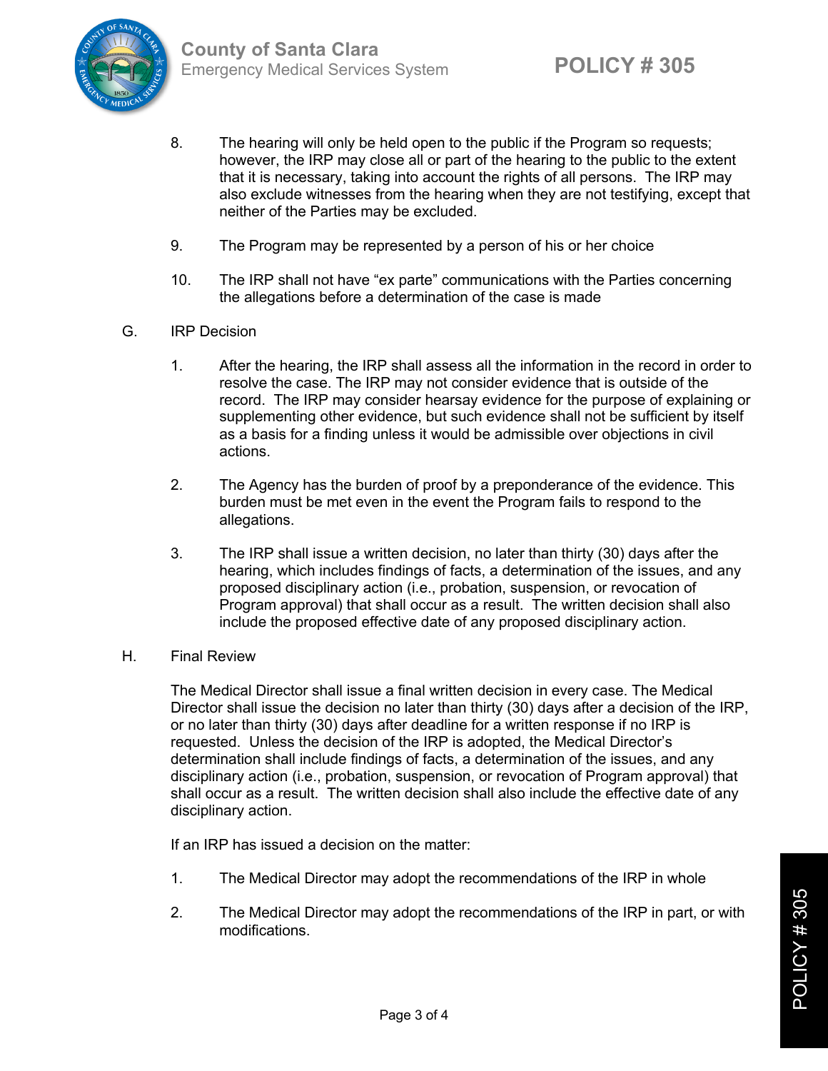8. The hearing will only be held open to the public if the Program so requests; however, the IRP may close all or part of the hearing to the public to the extent that it is necessary, taking into account the rights of all persons. The IRP may also exclude witnesses from the hearing when they are not testifying, except that neither of the Parties may be excluded.

9. The Program may be represented by a person of his or her choice

10. The IRP shall not have "ex parte" communications with the Parties concerning the allegations before a determination of the case is made

G. IRP Decision

1. After the hearing, the IRP shall assess all the information in the record in order to resolve the case. The IRP may not consider evidence that is outside of the record. The IRP may consider hearsay evidence for the purpose of explaining or supplementing other evidence, but such evidence shall not be sufficient by itself as a basis for a finding unless it would be admissible over objections in civil actions.

2. The Agency has the burden of proof by a preponderance of the evidence. This burden must be met even in the event the Program fails to respond to the allegations.

3. The IRP shall issue a written decision, no later than thirty (30) days after the hearing, which includes findings of facts, a determination of the issues, and any proposed disciplinary action (i.e., probation, suspension, or revocation of Program approval) that shall occur as a result. The written decision shall also include the proposed effective date of any proposed disciplinary action.

H. Final Review

The Medical Director shall issue a final written decision in every case. The Medical Director shall issue the decision no later than thirty (30) days after a decision of the IRP, or no later than thirty (30) days after deadline for a written response if no IRP is requested. Unless the decision of the IRP is adopted, the Medical Director's determination shall include findings of facts, a determination of the issues, and any disciplinary action (i.e., probation, suspension, or revocation of Program approval) that shall occur as a result. The written decision shall also include the effective date of any disciplinary action.

If an IRP has issued a decision on the matter:

1. The Medical Director may adopt the recommendations of the IRP in whole

2. The Medical Director may adopt the recommendations of the IRP in part, or with modifications.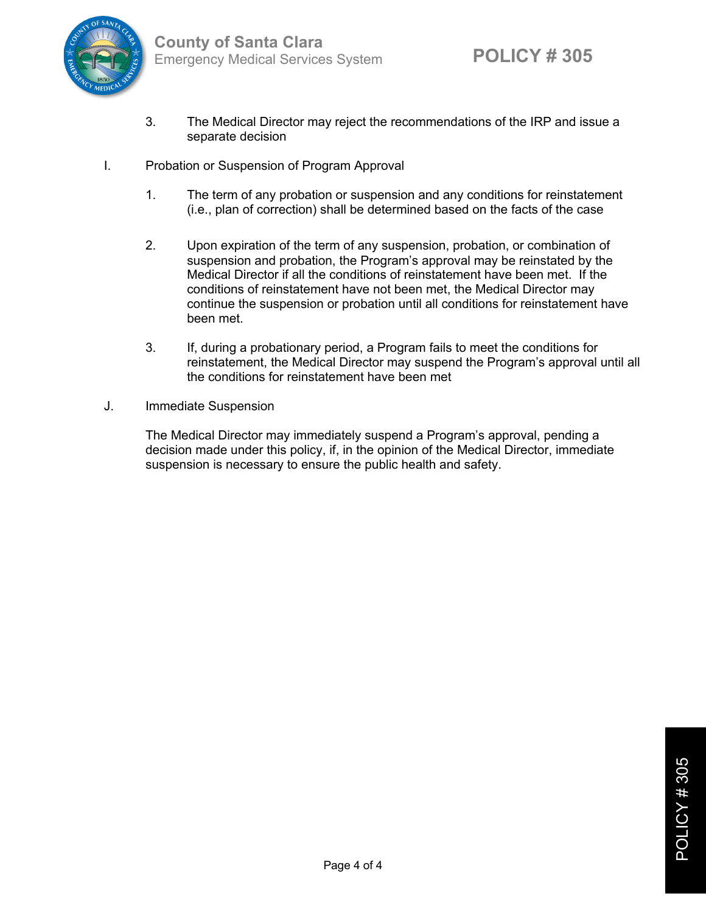3. The Medical Director may reject the recommendations of the IRP and issue a separate decision

I. Probation or Suspension of Program Approval

1. The term of any probation or suspension and any conditions for reinstatement (i.e., plan of correction) shall be determined based on the facts of the case

2. Upon expiration of the term of any suspension, probation, or combination of suspension and probation, the Program's approval may be reinstated by the Medical Director if all the conditions of reinstatement have been met. If the conditions of reinstatement have not been met, the Medical Director may continue the suspension or probation until all conditions for reinstatement have been met.

3. If, during a probationary period, a Program fails to meet the conditions for reinstatement, the Medical Director may suspend the Program's approval until all the conditions for reinstatement have been met

J. Immediate Suspension

The Medical Director may immediately suspend a Program's approval, pending a decision made under this policy, if, in the opinion of the Medical Director, immediate suspension is necessary to ensure the public health and safety.